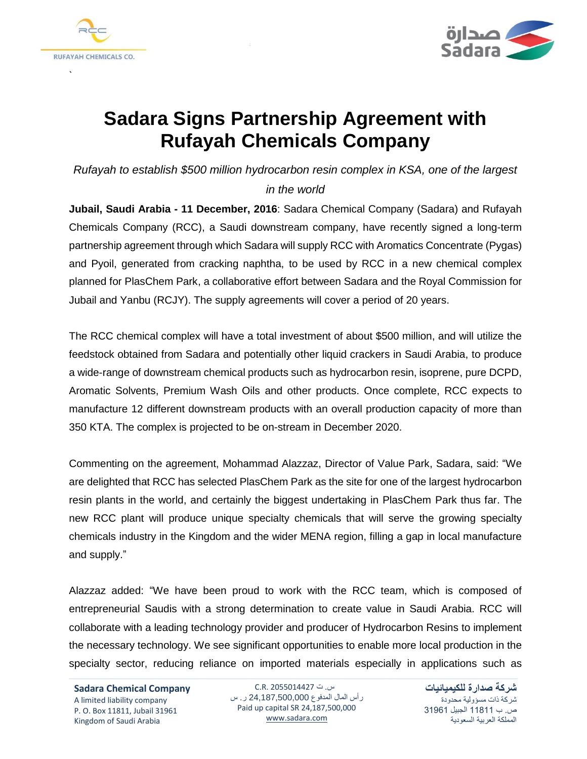# Sadara Signs Partnership Agreement with Rufayah Chemicals Company

*Rufayah to establish $500 million hydrocarbon resin complex in KSA, one of the largest in the world*

**Jubail, Saudi Arabia - 11 December, 2016**: Sadara Chemical Company (Sadara) and Rufayah Chemicals Company (RCC), a Saudi downstream company, have recently signed a long-term partnership agreement through which Sadara will supply RCC with Aromatics Concentrate (Pygas) and Pyoil, generated from cracking naphtha, to be used by RCC in a new chemical complex planned for PlasChem Park, a collaborative effort between Sadara and the Royal Commission for Jubail and Yanbu (RCJY). The supply agreements will cover a period of 20 years.

The RCC chemical complex will have a total investment of about $500 million, and will utilize the feedstock obtained from Sadara and potentially other liquid crackers in Saudi Arabia, to produce a wide-range of downstream chemical products such as hydrocarbon resin, isoprene, pure DCPD, Aromatic Solvents, Premium Wash Oils and other products. Once complete, RCC expects to manufacture 12 different downstream products with an overall production capacity of more than 350 KTA. The complex is projected to be on-stream in December 2020.

Commenting on the agreement, Mohammad Alazzaz, Director of Value Park, Sadara, said: "We are delighted that RCC has selected PlasChem Park as the site for one of the largest hydrocarbon resin plants in the world, and certainly the biggest undertaking in PlasChem Park thus far. The new RCC plant will produce unique specialty chemicals that will serve the growing specialty chemicals industry in the Kingdom and the wider MENA region, filling a gap in local manufacture and supply."

Alazzaz added: "We have been proud to work with the RCC team, which is composed of entrepreneurial Saudis with a strong determination to create value in Saudi Arabia. RCC will collaborate with a leading technology provider and producer of Hydrocarbon Resins to implement the necessary technology. We see significant opportunities to enable more local production in the specialty sector, reducing reliance on imported materials especially in applications such as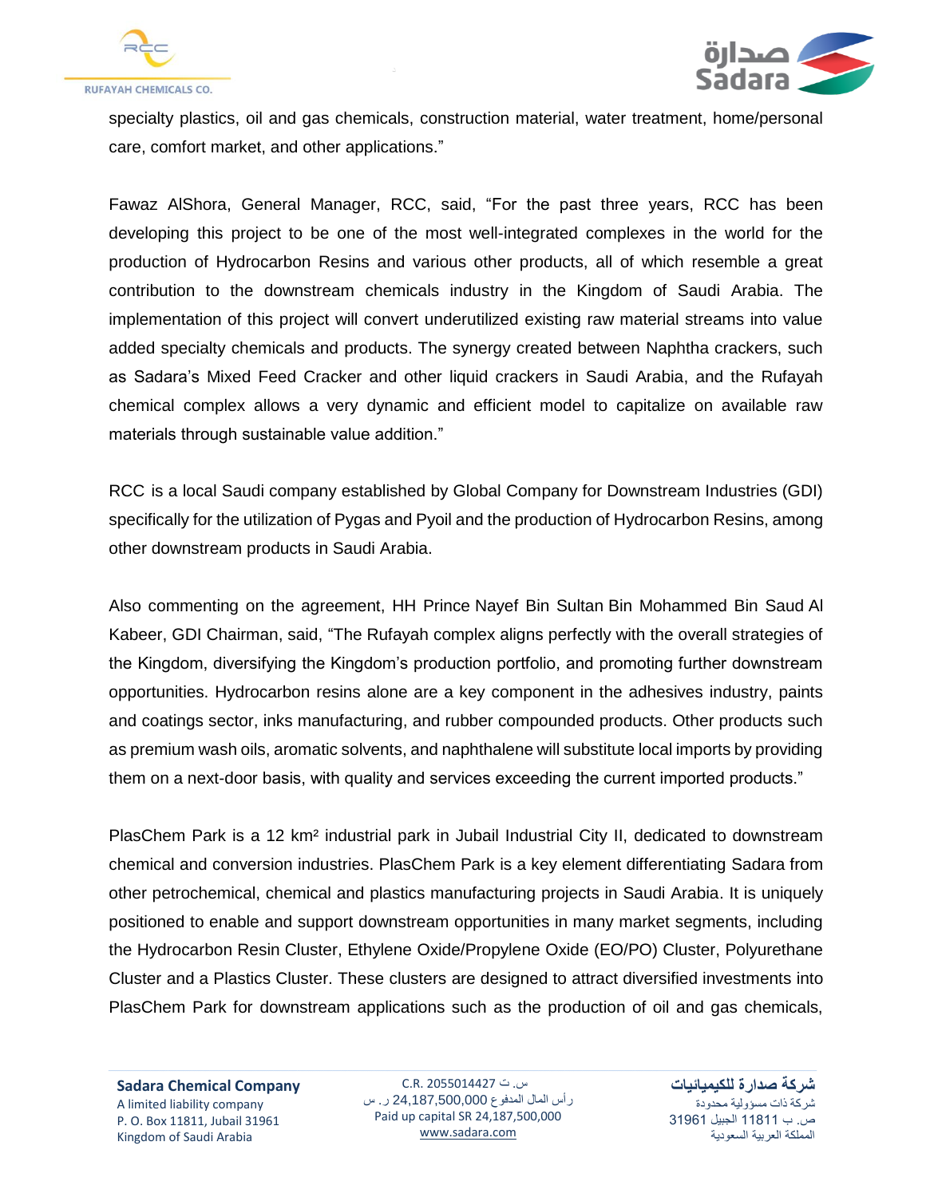specialty plastics, oil and gas chemicals, construction material, water treatment, home/personal care, comfort market, and other applications."

Fawaz AlShora, General Manager, RCC, said, "For the past three years, RCC has been developing this project to be one of the most well-integrated complexes in the world for the production of Hydrocarbon Resins and various other products, all of which resemble a great contribution to the downstream chemicals industry in the Kingdom of Saudi Arabia. The implementation of this project will convert underutilized existing raw material streams into value added specialty chemicals and products. The synergy created between Naphtha crackers, such as Sadara's Mixed Feed Cracker and other liquid crackers in Saudi Arabia, and the Rufayah chemical complex allows a very dynamic and efficient model to capitalize on available raw materials through sustainable value addition."

RCC is a local Saudi company established by Global Company for Downstream Industries (GDI) specifically for the utilization of Pygas and Pyoil and the production of Hydrocarbon Resins, among other downstream products in Saudi Arabia.

Also commenting on the agreement, HH Prince Nayef Bin Sultan Bin Mohammed Bin Saud Al Kabeer, GDI Chairman, said, "The Rufayah complex aligns perfectly with the overall strategies of the Kingdom, diversifying the Kingdom's production portfolio, and promoting further downstream opportunities. Hydrocarbon resins alone are a key component in the adhesives industry, paints and coatings sector, inks manufacturing, and rubber compounded products. Other products such as premium wash oils, aromatic solvents, and naphthalene will substitute local imports by providing them on a next-door basis, with quality and services exceeding the current imported products."

PlasChem Park is a 12 km² industrial park in Jubail Industrial City II, dedicated to downstream chemical and conversion industries. PlasChem Park is a key element differentiating Sadara from other petrochemical, chemical and plastics manufacturing projects in Saudi Arabia. It is uniquely positioned to enable and support downstream opportunities in many market segments, including the Hydrocarbon Resin Cluster, Ethylene Oxide/Propylene Oxide (EO/PO) Cluster, Polyurethane Cluster and a Plastics Cluster. These clusters are designed to attract diversified investments into PlasChem Park for downstream applications such as the production of oil and gas chemicals,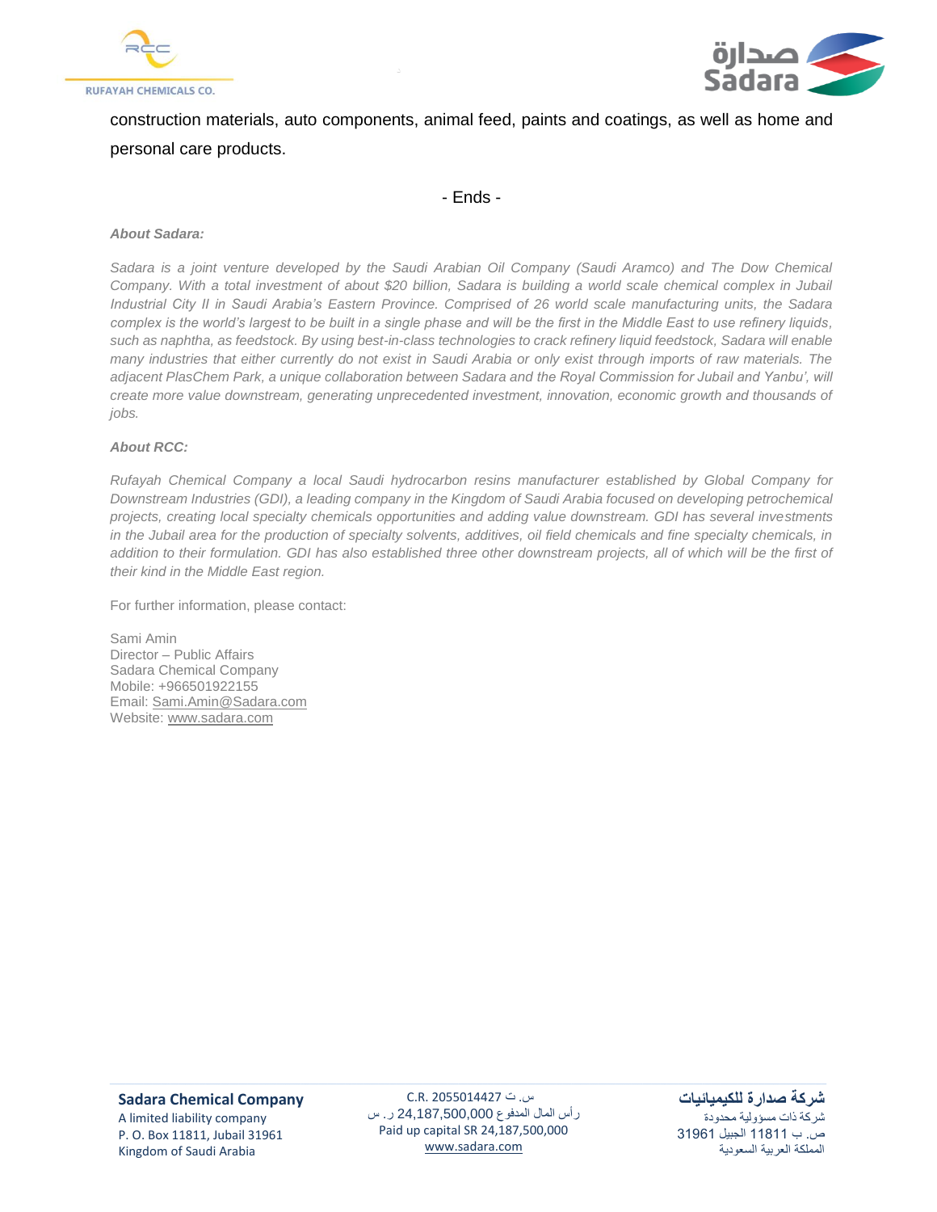construction materials, auto components, animal feed, paints and coatings, as well as home and personal care products.

- Ends -

***About Sadara:***

*Sadara is a joint venture developed by the Saudi Arabian Oil Company (Saudi Aramco) and The Dow Chemical Company. With a total investment of about $20 billion, Sadara is building a world scale chemical complex in Jubail Industrial City II in Saudi Arabia's Eastern Province. Comprised of 26 world scale manufacturing units, the Sadara complex is the world's largest to be built in a single phase and will be the first in the Middle East to use refinery liquids, such as naphtha, as feedstock. By using best-in-class technologies to crack refinery liquid feedstock, Sadara will enable many industries that either currently do not exist in Saudi Arabia or only exist through imports of raw materials. The adjacent PlasChem Park, a unique collaboration between Sadara and the Royal Commission for Jubail and Yanbu', will create more value downstream, generating unprecedented investment, innovation, economic growth and thousands of jobs.*

***About RCC:***

*Rufayah Chemical Company a local Saudi hydrocarbon resins manufacturer established by Global Company for Downstream Industries (GDI), a leading company in the Kingdom of Saudi Arabia focused on developing petrochemical projects, creating local specialty chemicals opportunities and adding value downstream. GDI has several investments in the Jubail area for the production of specialty solvents, additives, oil field chemicals and fine specialty chemicals, in addition to their formulation. GDI has also established three other downstream projects, all of which will be the first of their kind in the Middle East region.*

For further information, please contact:

Sami Amin
Director – Public Affairs
Sadara Chemical Company
Mobile: +966501922155
Email: Sami.Amin@Sadara.com
Website: www.sadara.com